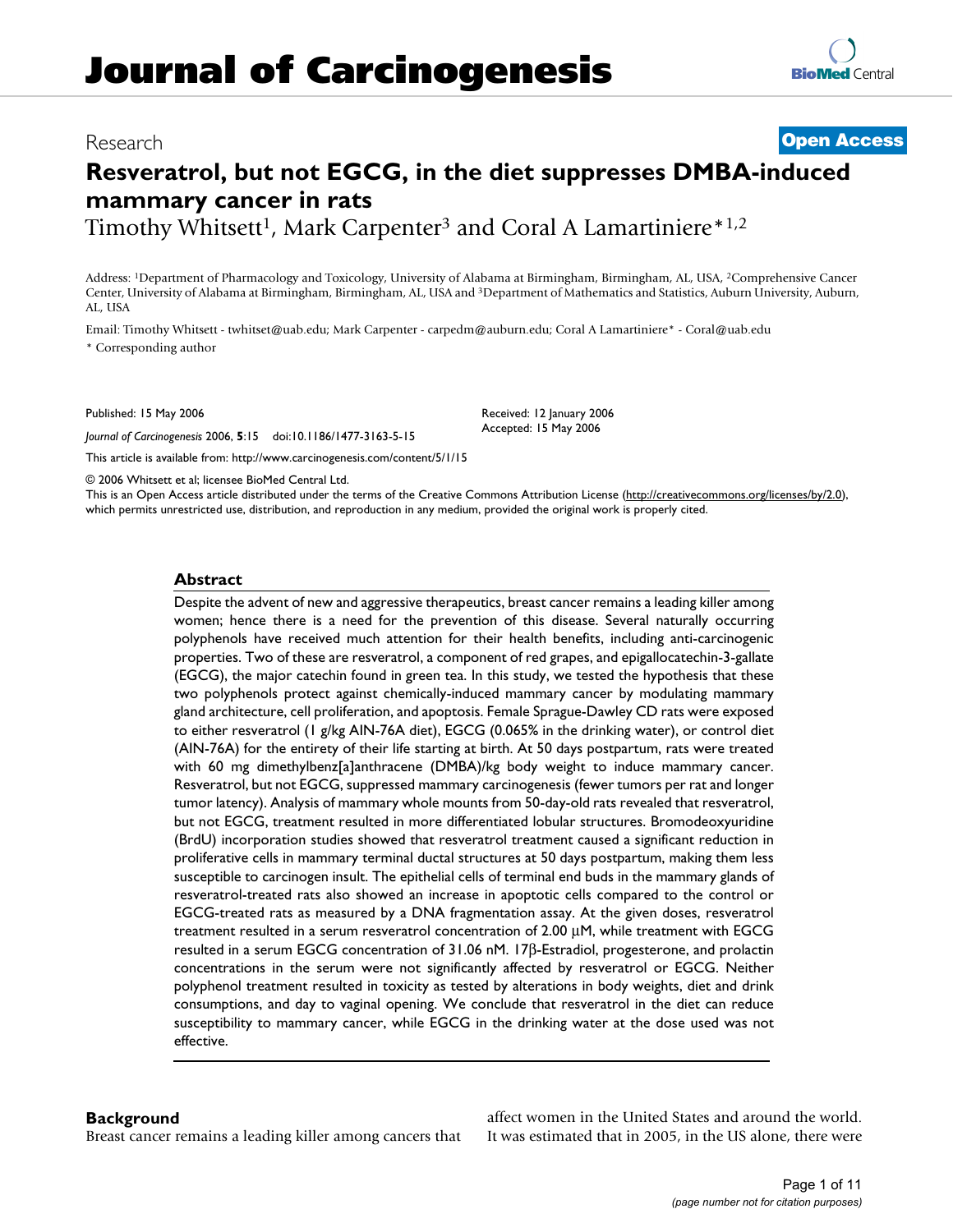# Journal of Carcinogenesis

Research

**Open Access**

# Resveratrol, but not EGCG, in the diet suppresses DMBA-induced mammary cancer in rats

Timothy Whitsett[1], Mark Carpenter[3] and Coral A Lamartiniere*[1,2]

Address: [1]Department of Pharmacology and Toxicology, University of Alabama at Birmingham, Birmingham, AL, USA, [2]Comprehensive Cancer Center, University of Alabama at Birmingham, Birmingham, AL, USA and [3]Department of Mathematics and Statistics, Auburn University, Auburn, AL, USA

Email: Timothy Whitsett - twhitset@uab.edu; Mark Carpenter - carpedm@auburn.edu; Coral A Lamartiniere* - Coral@uab.edu

\* Corresponding author

Published: 15 May 2006

*Journal of Carcinogenesis* 2006, **5**:15 doi:10.1186/1477-3163-5-15

Received: 12 January 2006
Accepted: 15 May 2006

This article is available from: http://www.carcinogenesis.com/content/5/1/15

© 2006 Whitsett et al; licensee BioMed Central Ltd.
This is an Open Access article distributed under the terms of the Creative Commons Attribution License (http://creativecommons.org/licenses/by/2.0), which permits unrestricted use, distribution, and reproduction in any medium, provided the original work is properly cited.

## Abstract

Despite the advent of new and aggressive therapeutics, breast cancer remains a leading killer among women; hence there is a need for the prevention of this disease. Several naturally occurring polyphenols have received much attention for their health benefits, including anti-carcinogenic properties. Two of these are resveratrol, a component of red grapes, and epigallocatechin-3-gallate (EGCG), the major catechin found in green tea. In this study, we tested the hypothesis that these two polyphenols protect against chemically-induced mammary cancer by modulating mammary gland architecture, cell proliferation, and apoptosis. Female Sprague-Dawley CD rats were exposed to either resveratrol (1 g/kg AIN-76A diet), EGCG (0.065% in the drinking water), or control diet (AIN-76A) for the entirety of their life starting at birth. At 50 days postpartum, rats were treated with 60 mg dimethylbenz[a]anthracene (DMBA)/kg body weight to induce mammary cancer. Resveratrol, but not EGCG, suppressed mammary carcinogenesis (fewer tumors per rat and longer tumor latency). Analysis of mammary whole mounts from 50-day-old rats revealed that resveratrol, but not EGCG, treatment resulted in more differentiated lobular structures. Bromodeoxyuridine (BrdU) incorporation studies showed that resveratrol treatment caused a significant reduction in proliferative cells in mammary terminal ductal structures at 50 days postpartum, making them less susceptible to carcinogen insult. The epithelial cells of terminal end buds in the mammary glands of resveratrol-treated rats also showed an increase in apoptotic cells compared to the control or EGCG-treated rats as measured by a DNA fragmentation assay. At the given doses, resveratrol treatment resulted in a serum resveratrol concentration of 2.00 μM, while treatment with EGCG resulted in a serum EGCG concentration of 31.06 nM. 17β-Estradiol, progesterone, and prolactin concentrations in the serum were not significantly affected by resveratrol or EGCG. Neither polyphenol treatment resulted in toxicity as tested by alterations in body weights, diet and drink consumptions, and day to vaginal opening. We conclude that resveratrol in the diet can reduce susceptibility to mammary cancer, while EGCG in the drinking water at the dose used was not effective.

## Background

Breast cancer remains a leading killer among cancers that affect women in the United States and around the world. It was estimated that in 2005, in the US alone, there were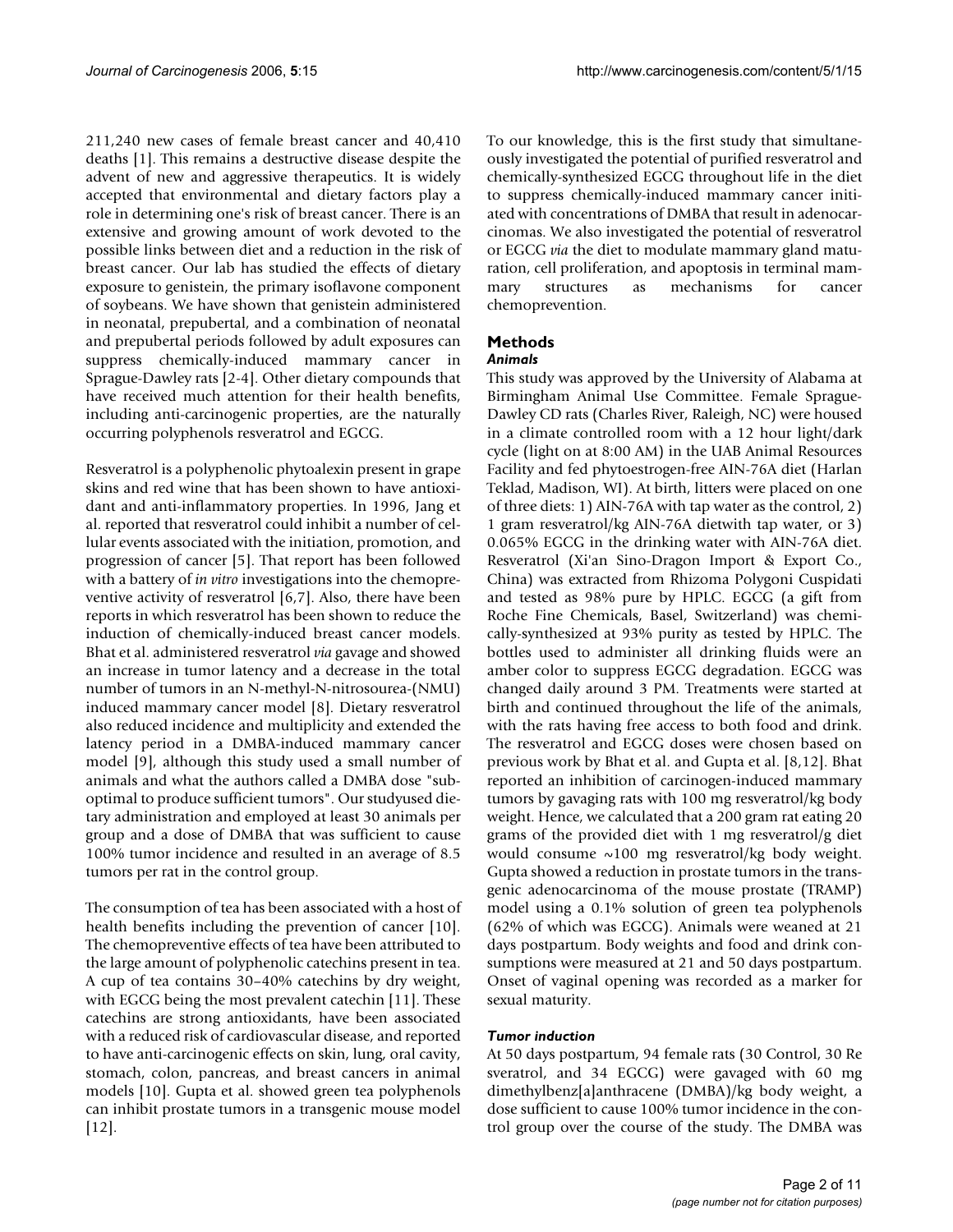211,240 new cases of female breast cancer and 40,410 deaths [1]. This remains a destructive disease despite the advent of new and aggressive therapeutics. It is widely accepted that environmental and dietary factors play a role in determining one's risk of breast cancer. There is an extensive and growing amount of work devoted to the possible links between diet and a reduction in the risk of breast cancer. Our lab has studied the effects of dietary exposure to genistein, the primary isoflavone component of soybeans. We have shown that genistein administered in neonatal, prepubertal, and a combination of neonatal and prepubertal periods followed by adult exposures can suppress chemically-induced mammary cancer in Sprague-Dawley rats [2-4]. Other dietary compounds that have received much attention for their health benefits, including anti-carcinogenic properties, are the naturally occurring polyphenols resveratrol and EGCG.

Resveratrol is a polyphenolic phytoalexin present in grape skins and red wine that has been shown to have antioxidant and anti-inflammatory properties. In 1996, Jang et al. reported that resveratrol could inhibit a number of cellular events associated with the initiation, promotion, and progression of cancer [5]. That report has been followed with a battery of *in vitro* investigations into the chemopreventive activity of resveratrol [6,7]. Also, there have been reports in which resveratrol has been shown to reduce the induction of chemically-induced breast cancer models. Bhat et al. administered resveratrol *via* gavage and showed an increase in tumor latency and a decrease in the total number of tumors in an N-methyl-N-nitrosourea-(NMU) induced mammary cancer model [8]. Dietary resveratrol also reduced incidence and multiplicity and extended the latency period in a DMBA-induced mammary cancer model [9], although this study used a small number of animals and what the authors called a DMBA dose "suboptimal to produce sufficient tumors". Our studyused dietary administration and employed at least 30 animals per group and a dose of DMBA that was sufficient to cause 100% tumor incidence and resulted in an average of 8.5 tumors per rat in the control group.

The consumption of tea has been associated with a host of health benefits including the prevention of cancer [10]. The chemopreventive effects of tea have been attributed to the large amount of polyphenolic catechins present in tea. A cup of tea contains 30–40% catechins by dry weight, with EGCG being the most prevalent catechin [11]. These catechins are strong antioxidants, have been associated with a reduced risk of cardiovascular disease, and reported to have anti-carcinogenic effects on skin, lung, oral cavity, stomach, colon, pancreas, and breast cancers in animal models [10]. Gupta et al. showed green tea polyphenols can inhibit prostate tumors in a transgenic mouse model [12].

To our knowledge, this is the first study that simultaneously investigated the potential of purified resveratrol and chemically-synthesized EGCG throughout life in the diet to suppress chemically-induced mammary cancer initiated with concentrations of DMBA that result in adenocarcinomas. We also investigated the potential of resveratrol or EGCG *via* the diet to modulate mammary gland maturation, cell proliferation, and apoptosis in terminal mammary structures as mechanisms for cancer chemoprevention.

## Methods

### *Animals*

This study was approved by the University of Alabama at Birmingham Animal Use Committee. Female Sprague-Dawley CD rats (Charles River, Raleigh, NC) were housed in a climate controlled room with a 12 hour light/dark cycle (light on at 8:00 AM) in the UAB Animal Resources Facility and fed phytoestrogen-free AIN-76A diet (Harlan Teklad, Madison, WI). At birth, litters were placed on one of three diets: 1) AIN-76A with tap water as the control, 2) 1 gram resveratrol/kg AIN-76A dietwith tap water, or 3) 0.065% EGCG in the drinking water with AIN-76A diet. Resveratrol (Xi'an Sino-Dragon Import & Export Co., China) was extracted from Rhizoma Polygoni Cuspidati and tested as 98% pure by HPLC. EGCG (a gift from Roche Fine Chemicals, Basel, Switzerland) was chemically-synthesized at 93% purity as tested by HPLC. The bottles used to administer all drinking fluids were an amber color to suppress EGCG degradation. EGCG was changed daily around 3 PM. Treatments were started at birth and continued throughout the life of the animals, with the rats having free access to both food and drink. The resveratrol and EGCG doses were chosen based on previous work by Bhat et al. and Gupta et al. [8,12]. Bhat reported an inhibition of carcinogen-induced mammary tumors by gavaging rats with 100 mg resveratrol/kg body weight. Hence, we calculated that a 200 gram rat eating 20 grams of the provided diet with 1 mg resveratrol/g diet would consume ~100 mg resveratrol/kg body weight. Gupta showed a reduction in prostate tumors in the transgenic adenocarcinoma of the mouse prostate (TRAMP) model using a 0.1% solution of green tea polyphenols (62% of which was EGCG). Animals were weaned at 21 days postpartum. Body weights and food and drink consumptions were measured at 21 and 50 days postpartum. Onset of vaginal opening was recorded as a marker for sexual maturity.

### *Tumor induction*

At 50 days postpartum, 94 female rats (30 Control, 30 Resveratrol, and 34 EGCG) were gavaged with 60 mg dimethylbenz[a]anthracene (DMBA)/kg body weight, a dose sufficient to cause 100% tumor incidence in the control group over the course of the study. The DMBA was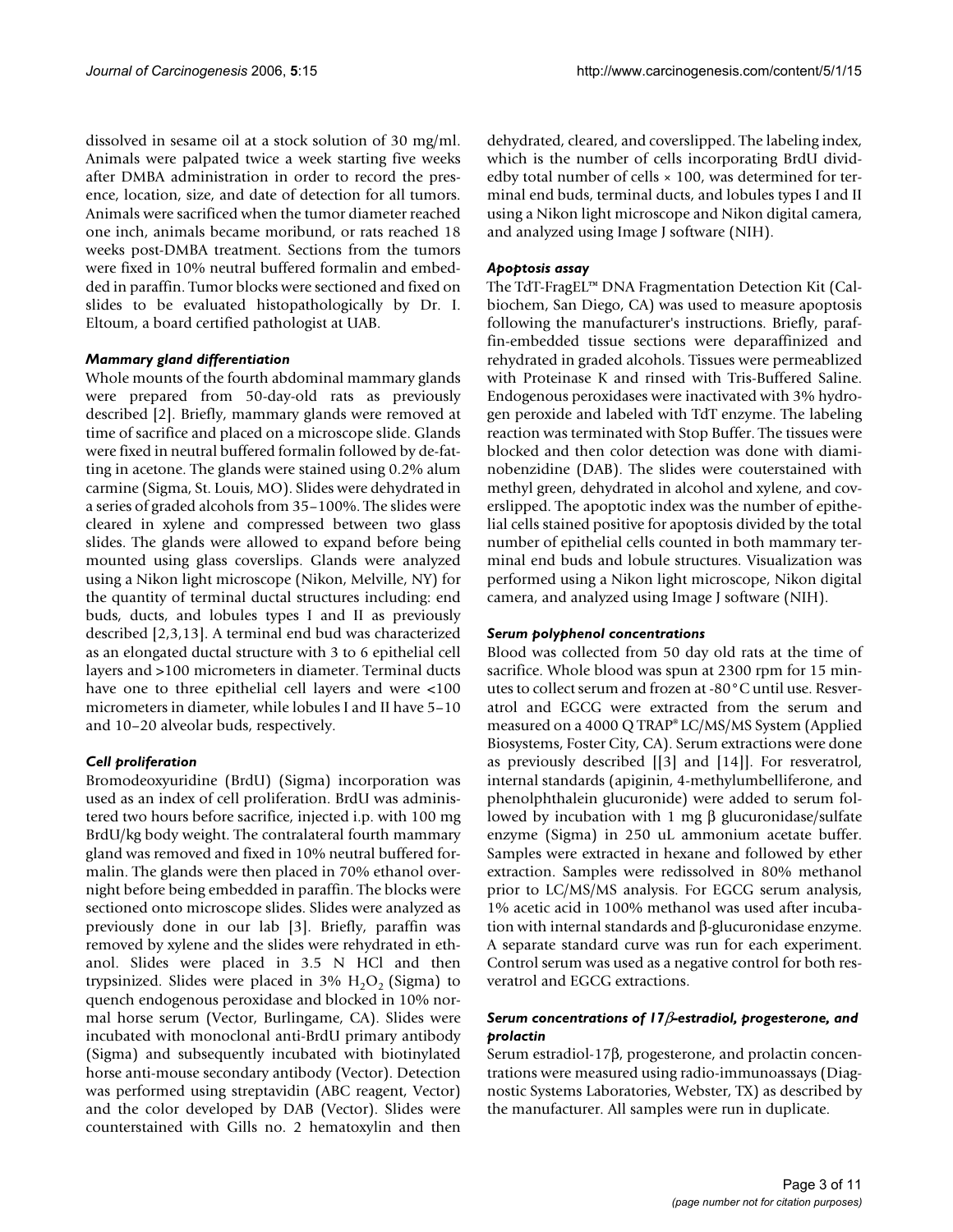dissolved in sesame oil at a stock solution of 30 mg/ml. Animals were palpated twice a week starting five weeks after DMBA administration in order to record the presence, location, size, and date of detection for all tumors. Animals were sacrificed when the tumor diameter reached one inch, animals became moribund, or rats reached 18 weeks post-DMBA treatment. Sections from the tumors were fixed in 10% neutral buffered formalin and embedded in paraffin. Tumor blocks were sectioned and fixed on slides to be evaluated histopathologically by Dr. I. Eltoum, a board certified pathologist at UAB.

### *Mammary gland differentiation*

Whole mounts of the fourth abdominal mammary glands were prepared from 50-day-old rats as previously described [2]. Briefly, mammary glands were removed at time of sacrifice and placed on a microscope slide. Glands were fixed in neutral buffered formalin followed by de-fatting in acetone. The glands were stained using 0.2% alum carmine (Sigma, St. Louis, MO). Slides were dehydrated in a series of graded alcohols from 35–100%. The slides were cleared in xylene and compressed between two glass slides. The glands were allowed to expand before being mounted using glass coverslips. Glands were analyzed using a Nikon light microscope (Nikon, Melville, NY) for the quantity of terminal ductal structures including: end buds, ducts, and lobules types I and II as previously described [2,3,13]. A terminal end bud was characterized as an elongated ductal structure with 3 to 6 epithelial cell layers and >100 micrometers in diameter. Terminal ducts have one to three epithelial cell layers and were <100 micrometers in diameter, while lobules I and II have 5–10 and 10–20 alveolar buds, respectively.

### *Cell proliferation*

Bromodeoxyuridine (BrdU) (Sigma) incorporation was used as an index of cell proliferation. BrdU was administered two hours before sacrifice, injected i.p. with 100 mg BrdU/kg body weight. The contralateral fourth mammary gland was removed and fixed in 10% neutral buffered formalin. The glands were then placed in 70% ethanol overnight before being embedded in paraffin. The blocks were sectioned onto microscope slides. Slides were analyzed as previously done in our lab [3]. Briefly, paraffin was removed by xylene and the slides were rehydrated in ethanol. Slides were placed in 3.5 N HCl and then trypsinized. Slides were placed in 3% $H_2O_2$ (Sigma) to quench endogenous peroxidase and blocked in 10% normal horse serum (Vector, Burlingame, CA). Slides were incubated with monoclonal anti-BrdU primary antibody (Sigma) and subsequently incubated with biotinylated horse anti-mouse secondary antibody (Vector). Detection was performed using streptavidin (ABC reagent, Vector) and the color developed by DAB (Vector). Slides were counterstained with Gills no. 2 hematoxylin and then dehydrated, cleared, and coverslipped. The labeling index, which is the number of cells incorporating BrdU dividedby total number of cells × 100, was determined for terminal end buds, terminal ducts, and lobules types I and II using a Nikon light microscope and Nikon digital camera, and analyzed using Image J software (NIH).

### *Apoptosis assay*

The TdT-FragEL™ DNA Fragmentation Detection Kit (Calbiochem, San Diego, CA) was used to measure apoptosis following the manufacturer's instructions. Briefly, paraffin-embedded tissue sections were deparaffinized and rehydrated in graded alcohols. Tissues were permeablized with Proteinase K and rinsed with Tris-Buffered Saline. Endogenous peroxidases were inactivated with 3% hydrogen peroxide and labeled with TdT enzyme. The labeling reaction was terminated with Stop Buffer. The tissues were blocked and then color detection was done with diaminobenzidine (DAB). The slides were couterstained with methyl green, dehydrated in alcohol and xylene, and coverslipped. The apoptotic index was the number of epithelial cells stained positive for apoptosis divided by the total number of epithelial cells counted in both mammary terminal end buds and lobule structures. Visualization was performed using a Nikon light microscope, Nikon digital camera, and analyzed using Image J software (NIH).

### *Serum polyphenol concentrations*

Blood was collected from 50 day old rats at the time of sacrifice. Whole blood was spun at 2300 rpm for 15 minutes to collect serum and frozen at -80°C until use. Resveratrol and EGCG were extracted from the serum and measured on a 4000 Q TRAP® LC/MS/MS System (Applied Biosystems, Foster City, CA). Serum extractions were done as previously described [[3] and [14]]. For resveratrol, internal standards (apiginin, 4-methylumbelliferone, and phenolphthalein glucuronide) were added to serum followed by incubation with 1 mg β glucuronidase/sulfate enzyme (Sigma) in 250 uL ammonium acetate buffer. Samples were extracted in hexane and followed by ether extraction. Samples were redissolved in 80% methanol prior to LC/MS/MS analysis. For EGCG serum analysis, 1% acetic acid in 100% methanol was used after incubation with internal standards and β-glucuronidase enzyme. A separate standard curve was run for each experiment. Control serum was used as a negative control for both resveratrol and EGCG extractions.

### *Serum concentrations of 17β-estradiol, progesterone, and prolactin*

Serum estradiol-17β, progesterone, and prolactin concentrations were measured using radio-immunoassays (Diagnostic Systems Laboratories, Webster, TX) as described by the manufacturer. All samples were run in duplicate.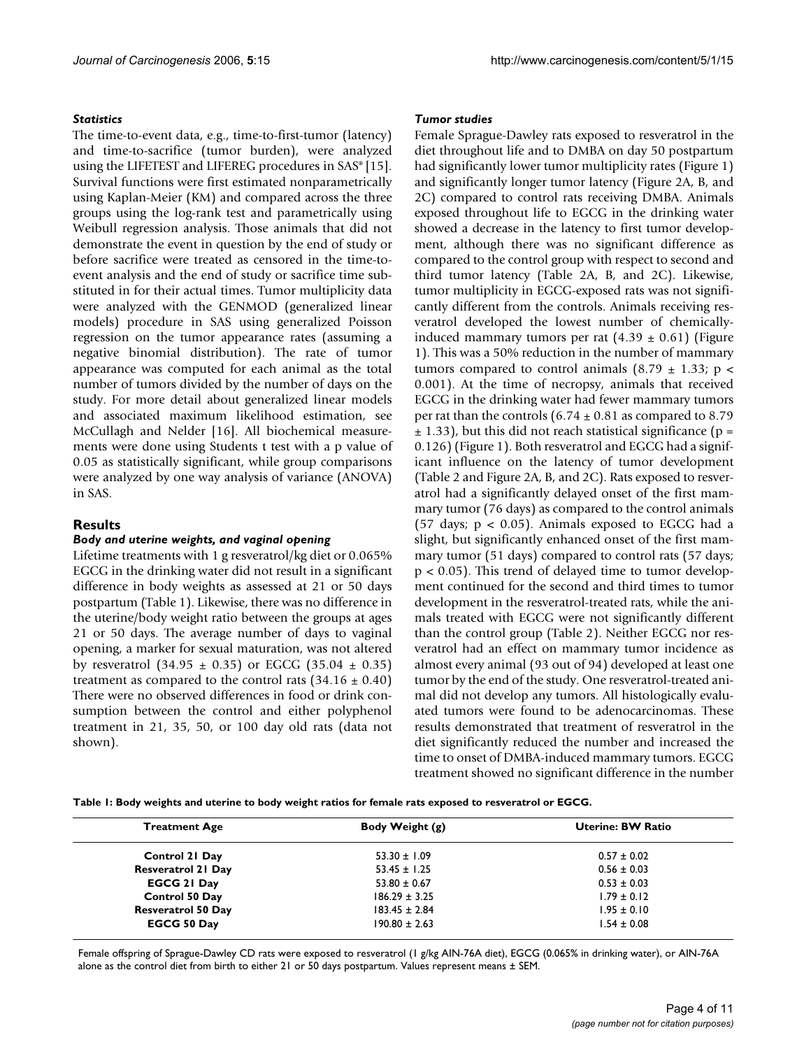### *Statistics*

The time-to-event data, e.g., time-to-first-tumor (latency) and time-to-sacrifice (tumor burden), were analyzed using the LIFETEST and LIFEREG procedures in SAS® [15]. Survival functions were first estimated nonparametrically using Kaplan-Meier (KM) and compared across the three groups using the log-rank test and parametrically using Weibull regression analysis. Those animals that did not demonstrate the event in question by the end of study or before sacrifice were treated as censored in the time-to-event analysis and the end of study or sacrifice time substituted in for their actual times. Tumor multiplicity data were analyzed with the GENMOD (generalized linear models) procedure in SAS using generalized Poisson regression on the tumor appearance rates (assuming a negative binomial distribution). The rate of tumor appearance was computed for each animal as the total number of tumors divided by the number of days on the study. For more detail about generalized linear models and associated maximum likelihood estimation, see McCullagh and Nelder [16]. All biochemical measurements were done using Students t test with a p value of 0.05 as statistically significant, while group comparisons were analyzed by one way analysis of variance (ANOVA) in SAS.

## Results

### *Body and uterine weights, and vaginal opening*

Lifetime treatments with 1 g resveratrol/kg diet or 0.065% EGCG in the drinking water did not result in a significant difference in body weights as assessed at 21 or 50 days postpartum (Table 1). Likewise, there was no difference in the uterine/body weight ratio between the groups at ages 21 or 50 days. The average number of days to vaginal opening, a marker for sexual maturation, was not altered by resveratrol ($34.95 \pm 0.35$) or EGCG ($35.04 \pm 0.35$) treatment as compared to the control rats ($34.16 \pm 0.40$) There were no observed differences in food or drink consumption between the control and either polyphenol treatment in 21, 35, 50, or 100 day old rats (data not shown).

### *Tumor studies*

Female Sprague-Dawley rats exposed to resveratrol in the diet throughout life and to DMBA on day 50 postpartum had significantly lower tumor multiplicity rates (Figure 1) and significantly longer tumor latency (Figure 2A, B, and 2C) compared to control rats receiving DMBA. Animals exposed throughout life to EGCG in the drinking water showed a decrease in the latency to first tumor development, although there was no significant difference as compared to the control group with respect to second and third tumor latency (Table 2A, B, and 2C). Likewise, tumor multiplicity in EGCG-exposed rats was not significantly different from the controls. Animals receiving resveratrol developed the lowest number of chemically-induced mammary tumors per rat ($4.39 \pm 0.61$) (Figure 1). This was a 50% reduction in the number of mammary tumors compared to control animals ($8.79 \pm 1.33$; $p < 0.001$). At the time of necropsy, animals that received EGCG in the drinking water had fewer mammary tumors per rat than the controls ($6.74 \pm 0.81$ as compared to $8.79 \pm 1.33$), but this did not reach statistical significance ($p = 0.126$) (Figure 1). Both resveratrol and EGCG had a significant influence on the latency of tumor development (Table 2 and Figure 2A, B, and 2C). Rats exposed to resveratrol had a significantly delayed onset of the first mammary tumor (76 days) as compared to the control animals (57 days; $p < 0.05$). Animals exposed to EGCG had a slight, but significantly enhanced onset of the first mammary tumor (51 days) compared to control rats (57 days; $p < 0.05$). This trend of delayed time to tumor development continued for the second and third times to tumor development in the resveratrol-treated rats, while the animals treated with EGCG were not significantly different than the control group (Table 2). Neither EGCG nor resveratrol had an effect on mammary tumor incidence as almost every animal (93 out of 94) developed at least one tumor by the end of the study. One resveratrol-treated animal did not develop any tumors. All histologically evaluated tumors were found to be adenocarcinomas. These results demonstrated that treatment of resveratrol in the diet significantly reduced the number and increased the time to onset of DMBA-induced mammary tumors. EGCG treatment showed no significant difference in the number

**Table 1: Body weights and uterine to body weight ratios for female rats exposed to resveratrol or EGCG.**

| Treatment Age | Body Weight (g) | Uterine: BW Ratio |
|---|---|---|
| **Control 21 Day** | $53.30 \pm 1.09$ | $0.57 \pm 0.02$ |
| **Resveratrol 21 Day** | $53.45 \pm 1.25$ | $0.56 \pm 0.03$ |
| **EGCG 21 Day** | $53.80 \pm 0.67$ | $0.53 \pm 0.03$ |
| **Control 50 Day** | $186.29 \pm 3.25$ | $1.79 \pm 0.12$ |
| **Resveratrol 50 Day** | $183.45 \pm 2.84$ | $1.95 \pm 0.10$ |
| **EGCG 50 Day** | $190.80 \pm 2.63$ | $1.54 \pm 0.08$ |

Female offspring of Sprague-Dawley CD rats were exposed to resveratrol (1 g/kg AIN-76A diet), EGCG (0.065% in drinking water), or AIN-76A alone as the control diet from birth to either 21 or 50 days postpartum. Values represent means ± SEM.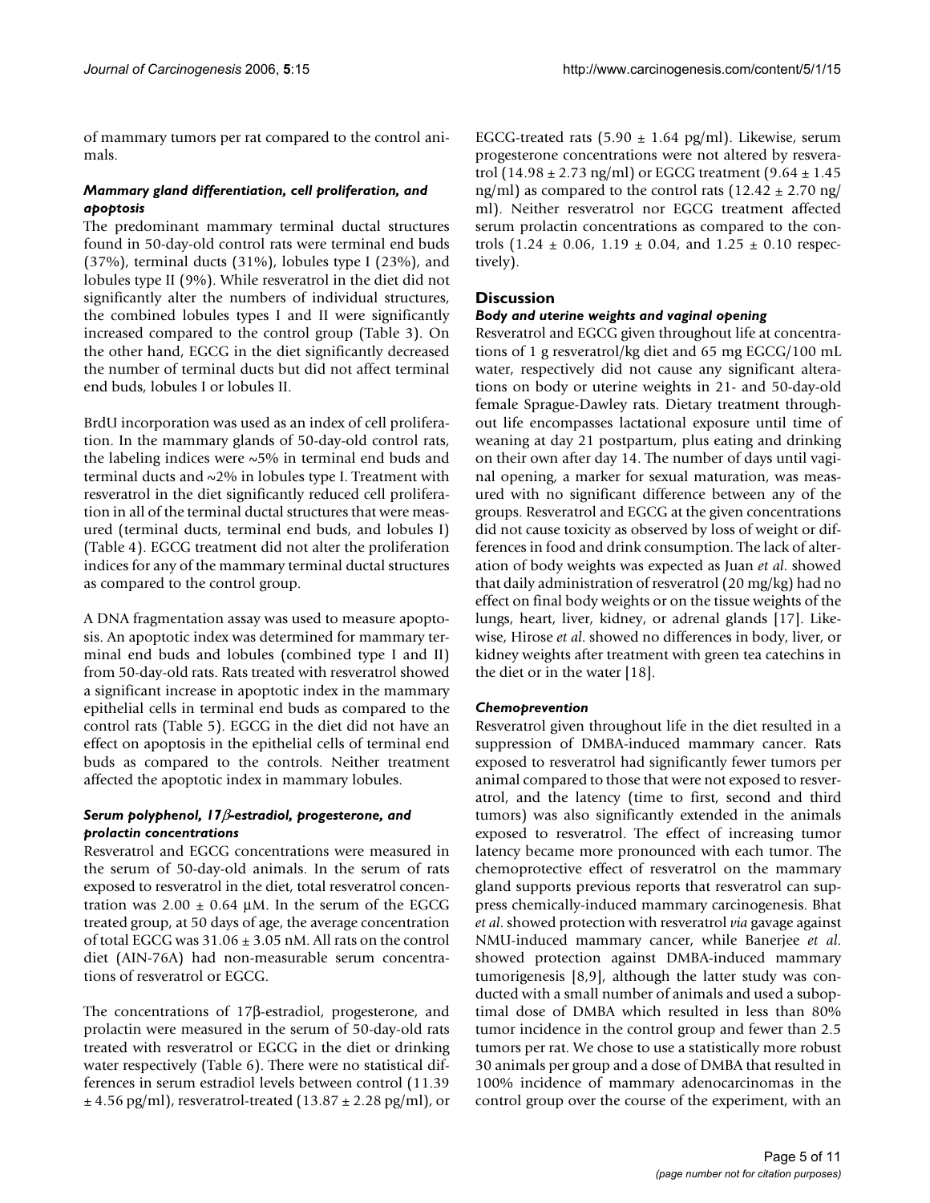of mammary tumors per rat compared to the control animals.

### *Mammary gland differentiation, cell proliferation, and apoptosis*

The predominant mammary terminal ductal structures found in 50-day-old control rats were terminal end buds (37%), terminal ducts (31%), lobules type I (23%), and lobules type II (9%). While resveratrol in the diet did not significantly alter the numbers of individual structures, the combined lobules types I and II were significantly increased compared to the control group (Table 3). On the other hand, EGCG in the diet significantly decreased the number of terminal ducts but did not affect terminal end buds, lobules I or lobules II.

BrdU incorporation was used as an index of cell proliferation. In the mammary glands of 50-day-old control rats, the labeling indices were ~5% in terminal end buds and terminal ducts and ~2% in lobules type I. Treatment with resveratrol in the diet significantly reduced cell proliferation in all of the terminal ductal structures that were measured (terminal ducts, terminal end buds, and lobules I) (Table 4). EGCG treatment did not alter the proliferation indices for any of the mammary terminal ductal structures as compared to the control group.

A DNA fragmentation assay was used to measure apoptosis. An apoptotic index was determined for mammary terminal end buds and lobules (combined type I and II) from 50-day-old rats. Rats treated with resveratrol showed a significant increase in apoptotic index in the mammary epithelial cells in terminal end buds as compared to the control rats (Table 5). EGCG in the diet did not have an effect on apoptosis in the epithelial cells of terminal end buds as compared to the controls. Neither treatment affected the apoptotic index in mammary lobules.

### *Serum polyphenol, 17β-estradiol, progesterone, and prolactin concentrations*

Resveratrol and EGCG concentrations were measured in the serum of 50-day-old animals. In the serum of rats exposed to resveratrol in the diet, total resveratrol concentration was 2.00 ± 0.64 μM. In the serum of the EGCG treated group, at 50 days of age, the average concentration of total EGCG was 31.06 ± 3.05 nM. All rats on the control diet (AIN-76A) had non-measurable serum concentrations of resveratrol or EGCG.

The concentrations of 17β-estradiol, progesterone, and prolactin were measured in the serum of 50-day-old rats treated with resveratrol or EGCG in the diet or drinking water respectively (Table 6). There were no statistical differences in serum estradiol levels between control (11.39 ± 4.56 pg/ml), resveratrol-treated (13.87 ± 2.28 pg/ml), or EGCG-treated rats (5.90 ± 1.64 pg/ml). Likewise, serum progesterone concentrations were not altered by resveratrol (14.98 ± 2.73 ng/ml) or EGCG treatment (9.64 ± 1.45 ng/ml) as compared to the control rats (12.42 ± 2.70 ng/ml). Neither resveratrol nor EGCG treatment affected serum prolactin concentrations as compared to the controls (1.24 ± 0.06, 1.19 ± 0.04, and 1.25 ± 0.10 respectively).

## Discussion

### *Body and uterine weights and vaginal opening*

Resveratrol and EGCG given throughout life at concentrations of 1 g resveratrol/kg diet and 65 mg EGCG/100 mL water, respectively did not cause any significant alterations on body or uterine weights in 21- and 50-day-old female Sprague-Dawley rats. Dietary treatment throughout life encompasses lactational exposure until time of weaning at day 21 postpartum, plus eating and drinking on their own after day 14. The number of days until vaginal opening, a marker for sexual maturation, was measured with no significant difference between any of the groups. Resveratrol and EGCG at the given concentrations did not cause toxicity as observed by loss of weight or differences in food and drink consumption. The lack of alteration of body weights was expected as Juan *et al*. showed that daily administration of resveratrol (20 mg/kg) had no effect on final body weights or on the tissue weights of the lungs, heart, liver, kidney, or adrenal glands [17]. Likewise, Hirose *et al*. showed no differences in body, liver, or kidney weights after treatment with green tea catechins in the diet or in the water [18].

### *Chemoprevention*

Resveratrol given throughout life in the diet resulted in a suppression of DMBA-induced mammary cancer. Rats exposed to resveratrol had significantly fewer tumors per animal compared to those that were not exposed to resveratrol, and the latency (time to first, second and third tumors) was also significantly extended in the animals exposed to resveratrol. The effect of increasing tumor latency became more pronounced with each tumor. The chemoprotective effect of resveratrol on the mammary gland supports previous reports that resveratrol can suppress chemically-induced mammary carcinogenesis. Bhat *et al*. showed protection with resveratrol *via* gavage against NMU-induced mammary cancer, while Banerjee *et al*. showed protection against DMBA-induced mammary tumorigenesis [8,9], although the latter study was conducted with a small number of animals and used a suboptimal dose of DMBA which resulted in less than 80% tumor incidence in the control group and fewer than 2.5 tumors per rat. We chose to use a statistically more robust 30 animals per group and a dose of DMBA that resulted in 100% incidence of mammary adenocarcinomas in the control group over the course of the experiment, with an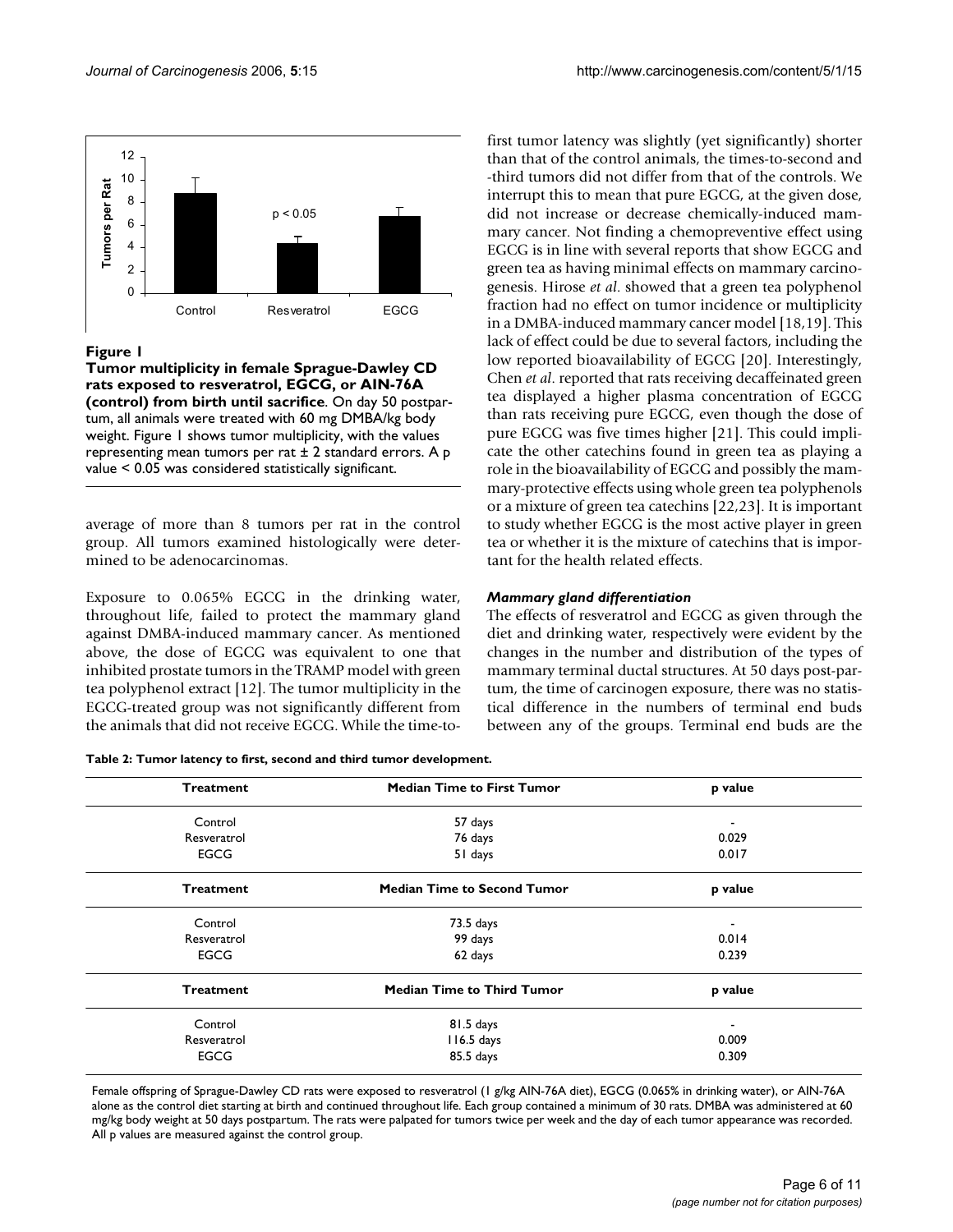**Figure 1**

**Tumor multiplicity in female Sprague-Dawley CD rats exposed to resveratrol, EGCG, or AIN-76A (control) from birth until sacrifice**. On day 50 postpartum, all animals were treated with 60 mg DMBA/kg body weight. Figure 1 shows tumor multiplicity, with the values representing mean tumors per rat ± 2 standard errors. A p value < 0.05 was considered statistically significant.

average of more than 8 tumors per rat in the control group. All tumors examined histologically were determined to be adenocarcinomas.

Exposure to 0.065% EGCG in the drinking water, throughout life, failed to protect the mammary gland against DMBA-induced mammary cancer. As mentioned above, the dose of EGCG was equivalent to one that inhibited prostate tumors in the TRAMP model with green tea polyphenol extract [12]. The tumor multiplicity in the EGCG-treated group was not significantly different from the animals that did not receive EGCG. While the time-to-first tumor latency was slightly (yet significantly) shorter than that of the control animals, the times-to-second and -third tumors did not differ from that of the controls. We interrupt this to mean that pure EGCG, at the given dose, did not increase or decrease chemically-induced mammary cancer. Not finding a chemopreventive effect using EGCG is in line with several reports that show EGCG and green tea as having minimal effects on mammary carcinogenesis. Hirose *et al*. showed that a green tea polyphenol fraction had no effect on tumor incidence or multiplicity in a DMBA-induced mammary cancer model [18,19]. This lack of effect could be due to several factors, including the low reported bioavailability of EGCG [20]. Interestingly, Chen *et al*. reported that rats receiving decaffeinated green tea displayed a higher plasma concentration of EGCG than rats receiving pure EGCG, even though the dose of pure EGCG was five times higher [21]. This could implicate the other catechins found in green tea as playing a role in the bioavailability of EGCG and possibly the mammary-protective effects using whole green tea polyphenols or a mixture of green tea catechins [22,23]. It is important to study whether EGCG is the most active player in green tea or whether it is the mixture of catechins that is important for the health related effects.

### *Mammary gland differentiation*

The effects of resveratrol and EGCG as given through the diet and drinking water, respectively were evident by the changes in the number and distribution of the types of mammary terminal ductal structures. At 50 days post-partum, the time of carcinogen exposure, there was no statistical difference in the numbers of terminal end buds between any of the groups. Terminal end buds are the

**Table 2: Tumor latency to first, second and third tumor development.**

| Treatment | Median Time to First Tumor | p value |
| --- | --- | --- |
| Control | 57 days | - |
| Resveratrol | 76 days | 0.029 |
| EGCG | 51 days | 0.017 |
| **Treatment** | **Median Time to Second Tumor** | **p value** |
| Control | 73.5 days | - |
| Resveratrol | 99 days | 0.014 |
| EGCG | 62 days | 0.239 |
| **Treatment** | **Median Time to Third Tumor** | **p value** |
| Control | 81.5 days | - |
| Resveratrol | 116.5 days | 0.009 |
| EGCG | 85.5 days | 0.309 |

Female offspring of Sprague-Dawley CD rats were exposed to resveratrol (1 g/kg AIN-76A diet), EGCG (0.065% in drinking water), or AIN-76A alone as the control diet starting at birth and continued throughout life. Each group contained a minimum of 30 rats. DMBA was administered at 60 mg/kg body weight at 50 days postpartum. The rats were palpated for tumors twice per week and the day of each tumor appearance was recorded. All p values are measured against the control group.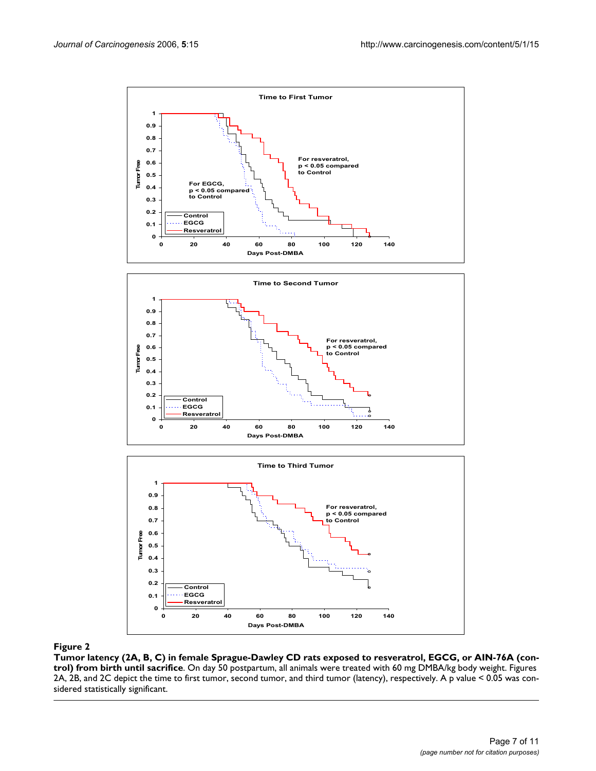**Figure 2**

**Tumor latency (2A, B, C) in female Sprague-Dawley CD rats exposed to resveratrol, EGCG, or AIN-76A (control) from birth until sacrifice**. On day 50 postpartum, all animals were treated with 60 mg DMBA/kg body weight. Figures 2A, 2B, and 2C depict the time to first tumor, second tumor, and third tumor (latency), respectively. A p value < 0.05 was considered statistically significant.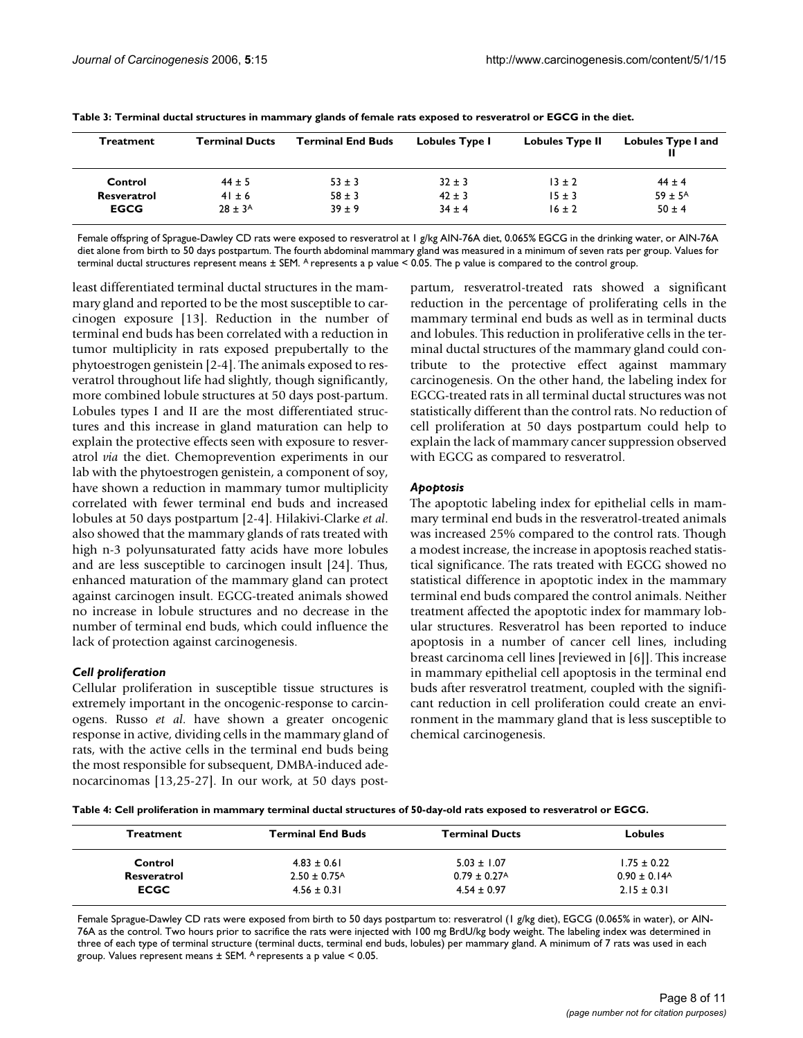**Table 3: Terminal ductal structures in mammary glands of female rats exposed to resveratrol or EGCG in the diet.**

| Treatment | Terminal Ducts | Terminal End Buds | Lobules Type I | Lobules Type II | Lobules Type I and II |
|---|---|---|---|---|---|
| **Control** | 44 ± 5 | 53 ± 3 | 32 ± 3 | 13 ± 2 | 44 ± 4 |
| **Resveratrol** | 41 ± 6 | 58 ± 3 | 42 ± 3 | 15 ± 3 | 59 ± 5[A] |
| **EGCG** | 28 ± 3[A] | 39 ± 9 | 34 ± 4 | 16 ± 2 | 50 ± 4 |

Female offspring of Sprague-Dawley CD rats were exposed to resveratrol at 1 g/kg AIN-76A diet, 0.065% EGCG in the drinking water, or AIN-76A diet alone from birth to 50 days postpartum. The fourth abdominal mammary gland was measured in a minimum of seven rats per group. Values for terminal ductal structures represent means ± SEM. [A] represents a p value < 0.05. The p value is compared to the control group.

least differentiated terminal ductal structures in the mammary gland and reported to be the most susceptible to carcinogen exposure [13]. Reduction in the number of terminal end buds has been correlated with a reduction in tumor multiplicity in rats exposed prepubertally to the phytoestrogen genistein [2-4]. The animals exposed to resveratrol throughout life had slightly, though significantly, more combined lobule structures at 50 days post-partum. Lobules types I and II are the most differentiated structures and this increase in gland maturation can help to explain the protective effects seen with exposure to resveratrol *via* the diet. Chemoprevention experiments in our lab with the phytoestrogen genistein, a component of soy, have shown a reduction in mammary tumor multiplicity correlated with fewer terminal end buds and increased lobules at 50 days postpartum [2-4]. Hilakivi-Clarke *et al.* also showed that the mammary glands of rats treated with high n-3 polyunsaturated fatty acids have more lobules and are less susceptible to carcinogen insult [24]. Thus, enhanced maturation of the mammary gland can protect against carcinogen insult. EGCG-treated animals showed no increase in lobule structures and no decrease in the number of terminal end buds, which could influence the lack of protection against carcinogenesis.

### *Cell proliferation*

Cellular proliferation in susceptible tissue structures is extremely important in the oncogenic-response to carcinogens. Russo *et al.* have shown a greater oncogenic response in active, dividing cells in the mammary gland of rats, with the active cells in the terminal end buds being the most responsible for subsequent, DMBA-induced adenocarcinomas [13,25-27]. In our work, at 50 days postpartum, resveratrol-treated rats showed a significant reduction in the percentage of proliferating cells in the mammary terminal end buds as well as in terminal ducts and lobules. This reduction in proliferative cells in the terminal ductal structures of the mammary gland could contribute to the protective effect against mammary carcinogenesis. On the other hand, the labeling index for EGCG-treated rats in all terminal ductal structures was not statistically different than the control rats. No reduction of cell proliferation at 50 days postpartum could help to explain the lack of mammary cancer suppression observed with EGCG as compared to resveratrol.

### *Apoptosis*

The apoptotic labeling index for epithelial cells in mammary terminal end buds in the resveratrol-treated animals was increased 25% compared to the control rats. Though a modest increase, the increase in apoptosis reached statistical significance. The rats treated with EGCG showed no statistical difference in apoptotic index in the mammary terminal end buds compared the control animals. Neither treatment affected the apoptotic index for mammary lobular structures. Resveratrol has been reported to induce apoptosis in a number of cancer cell lines, including breast carcinoma cell lines [reviewed in [6]]. This increase in mammary epithelial cell apoptosis in the terminal end buds after resveratrol treatment, coupled with the significant reduction in cell proliferation could create an environment in the mammary gland that is less susceptible to chemical carcinogenesis.

**Table 4: Cell proliferation in mammary terminal ductal structures of 50-day-old rats exposed to resveratrol or EGCG.**

| Treatment | Terminal End Buds | Terminal Ducts | Lobules |
|---|---|---|---|
| **Control** | 4.83 ± 0.61 | 5.03 ± 1.07 | 1.75 ± 0.22 |
| **Resveratrol** | 2.50 ± 0.75[A] | 0.79 ± 0.27[A] | 0.90 ± 0.14[A] |
| **ECGC** | 4.56 ± 0.31 | 4.54 ± 0.97 | 2.15 ± 0.31 |

Female Sprague-Dawley CD rats were exposed from birth to 50 days postpartum to: resveratrol (1 g/kg diet), EGCG (0.065% in water), or AIN-76A as the control. Two hours prior to sacrifice the rats were injected with 100 mg BrdU/kg body weight. The labeling index was determined in three of each type of terminal structure (terminal ducts, terminal end buds, lobules) per mammary gland. A minimum of 7 rats was used in each group. Values represent means ± SEM. [A] represents a p value < 0.05.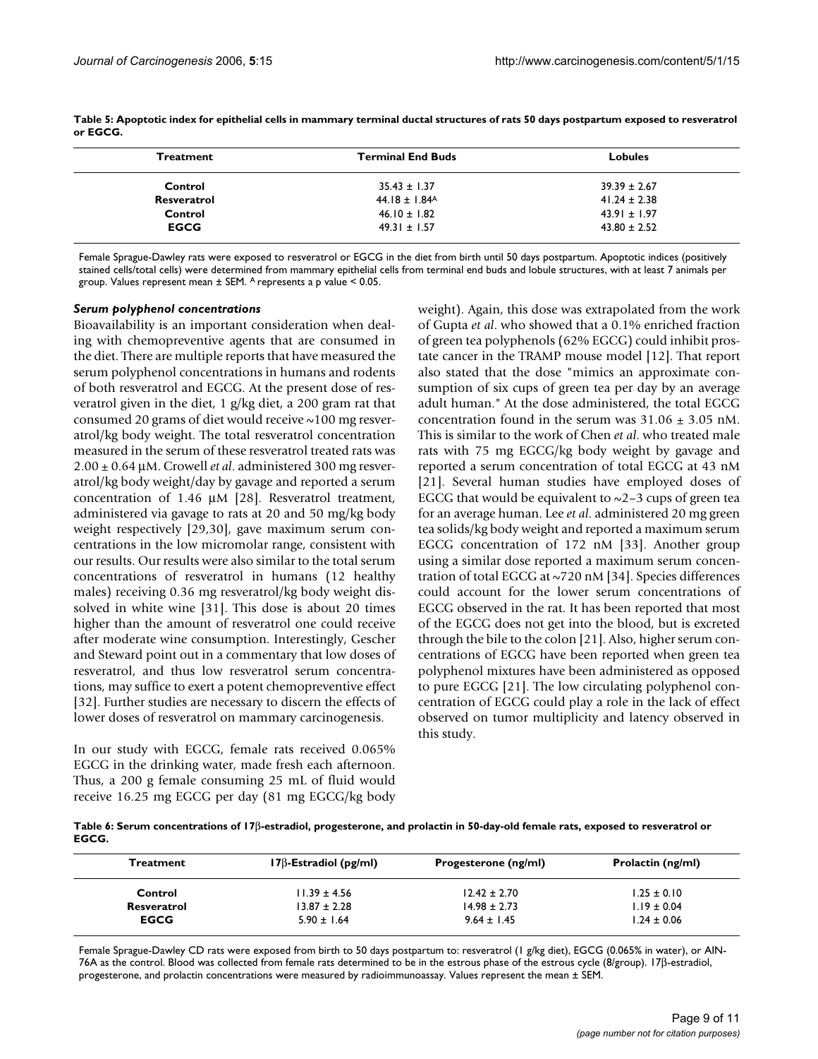**Table 5: Apoptotic index for epithelial cells in mammary terminal ductal structures of rats 50 days postpartum exposed to resveratrol or EGCG.**

| Treatment | Terminal End Buds | Lobules |
| --- | --- | --- |
| **Control** | 35.43 ± 1.37 | 39.39 ± 2.67 |
| **Resveratrol** | 44.18 ± 1.84[A] | 41.24 ± 2.38 |
| **Control** | 46.10 ± 1.82 | 43.91 ± 1.97 |
| **EGCG** | 49.31 ± 1.57 | 43.80 ± 2.52 |

Female Sprague-Dawley rats were exposed to resveratrol or EGCG in the diet from birth until 50 days postpartum. Apoptotic indices (positively stained cells/total cells) were determined from mammary epithelial cells from terminal end buds and lobule structures, with at least 7 animals per group. Values represent mean ± SEM. [A] represents a p value < 0.05.

### *Serum polyphenol concentrations*

Bioavailability is an important consideration when dealing with chemopreventive agents that are consumed in the diet. There are multiple reports that have measured the serum polyphenol concentrations in humans and rodents of both resveratrol and EGCG. At the present dose of resveratrol given in the diet, 1 g/kg diet, a 200 gram rat that consumed 20 grams of diet would receive ~100 mg resveratrol/kg body weight. The total resveratrol concentration measured in the serum of these resveratrol treated rats was 2.00 ± 0.64 μM. Crowell *et al*. administered 300 mg resveratrol/kg body weight/day by gavage and reported a serum concentration of 1.46 μM [28]. Resveratrol treatment, administered via gavage to rats at 20 and 50 mg/kg body weight respectively [29,30], gave maximum serum concentrations in the low micromolar range, consistent with our results. Our results were also similar to the total serum concentrations of resveratrol in humans (12 healthy males) receiving 0.36 mg resveratrol/kg body weight dissolved in white wine [31]. This dose is about 20 times higher than the amount of resveratrol one could receive after moderate wine consumption. Interestingly, Gescher and Steward point out in a commentary that low doses of resveratrol, and thus low resveratrol serum concentrations, may suffice to exert a potent chemopreventive effect [32]. Further studies are necessary to discern the effects of lower doses of resveratrol on mammary carcinogenesis.

In our study with EGCG, female rats received 0.065% EGCG in the drinking water, made fresh each afternoon. Thus, a 200 g female consuming 25 mL of fluid would receive 16.25 mg EGCG per day (81 mg EGCG/kg body weight). Again, this dose was extrapolated from the work of Gupta *et al*. who showed that a 0.1% enriched fraction of green tea polyphenols (62% EGCG) could inhibit prostate cancer in the TRAMP mouse model [12]. That report also stated that the dose "mimics an approximate consumption of six cups of green tea per day by an average adult human." At the dose administered, the total EGCG concentration found in the serum was 31.06 ± 3.05 nM. This is similar to the work of Chen *et al*. who treated male rats with 75 mg EGCG/kg body weight by gavage and reported a serum concentration of total EGCG at 43 nM [21]. Several human studies have employed doses of EGCG that would be equivalent to ~2–3 cups of green tea for an average human. Lee *et al*. administered 20 mg green tea solids/kg body weight and reported a maximum serum EGCG concentration of 172 nM [33]. Another group using a similar dose reported a maximum serum concentration of total EGCG at ~720 nM [34]. Species differences could account for the lower serum concentrations of EGCG observed in the rat. It has been reported that most of the EGCG does not get into the blood, but is excreted through the bile to the colon [21]. Also, higher serum concentrations of EGCG have been reported when green tea polyphenol mixtures have been administered as opposed to pure EGCG [21]. The low circulating polyphenol concentration of EGCG could play a role in the lack of effect observed on tumor multiplicity and latency observed in this study.

**Table 6: Serum concentrations of 17β-estradiol, progesterone, and prolactin in 50-day-old female rats, exposed to resveratrol or EGCG.**

| Treatment | 17β-Estradiol (pg/ml) | Progesterone (ng/ml) | Prolactin (ng/ml) |
| --- | --- | --- | --- |
| **Control** | 11.39 ± 4.56 | 12.42 ± 2.70 | 1.25 ± 0.10 |
| **Resveratrol** | 13.87 ± 2.28 | 14.98 ± 2.73 | 1.19 ± 0.04 |
| **EGCG** | 5.90 ± 1.64 | 9.64 ± 1.45 | 1.24 ± 0.06 |

Female Sprague-Dawley CD rats were exposed from birth to 50 days postpartum to: resveratrol (1 g/kg diet), EGCG (0.065% in water), or AIN-76A as the control. Blood was collected from female rats determined to be in the estrous phase of the estrous cycle (8/group). 17β-estradiol, progesterone, and prolactin concentrations were measured by radioimmunoassay. Values represent the mean ± SEM.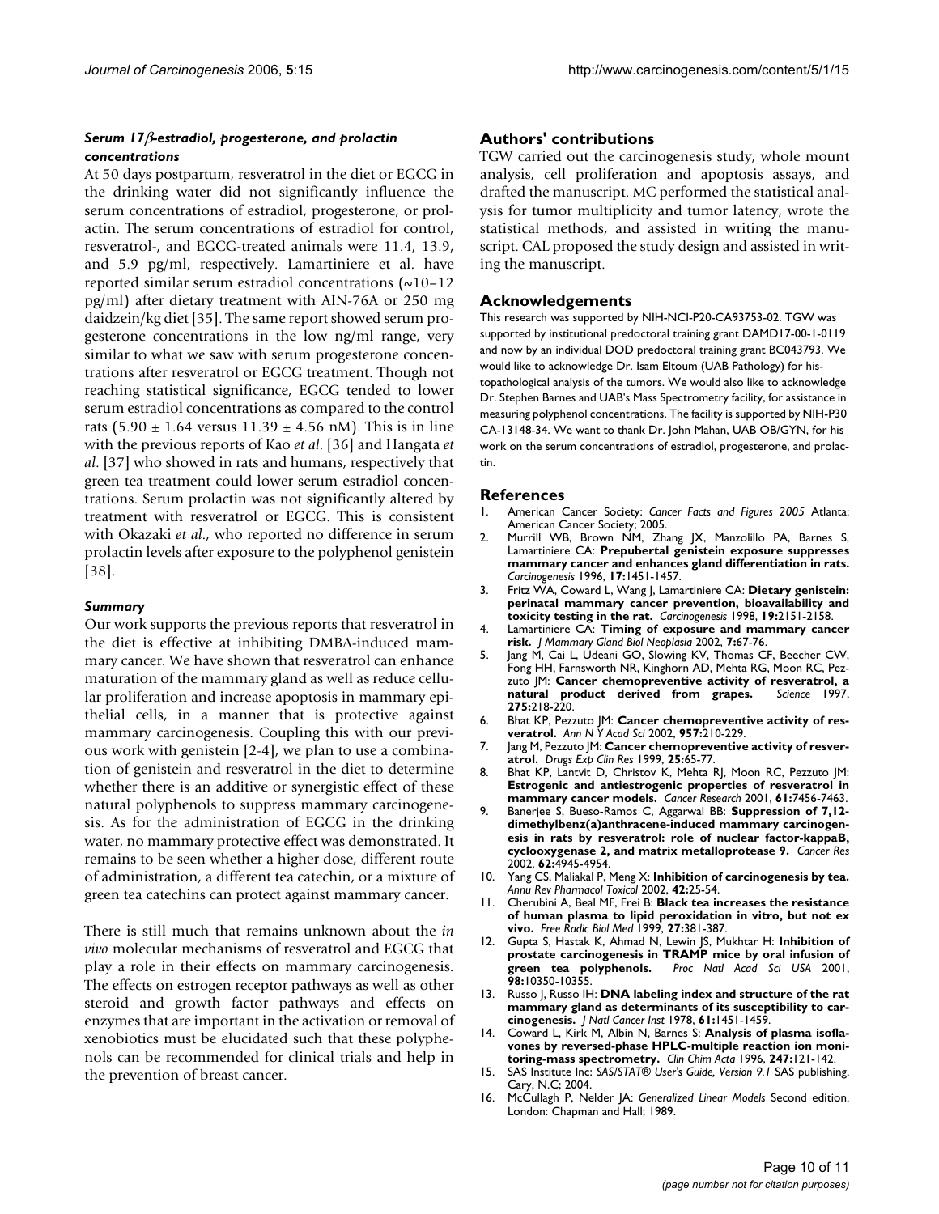#### *Serum 17β-estradiol, progesterone, and prolactin concentrations*

At 50 days postpartum, resveratrol in the diet or EGCG in the drinking water did not significantly influence the serum concentrations of estradiol, progesterone, or prolactin. The serum concentrations of estradiol for control, resveratrol-, and EGCG-treated animals were 11.4, 13.9, and 5.9 pg/ml, respectively. Lamartiniere et al. have reported similar serum estradiol concentrations (~10–12 pg/ml) after dietary treatment with AIN-76A or 250 mg daidzein/kg diet [35]. The same report showed serum progesterone concentrations in the low ng/ml range, very similar to what we saw with serum progesterone concentrations after resveratrol or EGCG treatment. Though not reaching statistical significance, EGCG tended to lower serum estradiol concentrations as compared to the control rats (5.90 ± 1.64 versus 11.39 ± 4.56 nM). This is in line with the previous reports of Kao *et al*. [36] and Hangata *et al*. [37] who showed in rats and humans, respectively that green tea treatment could lower serum estradiol concentrations. Serum prolactin was not significantly altered by treatment with resveratrol or EGCG. This is consistent with Okazaki *et al*., who reported no difference in serum prolactin levels after exposure to the polyphenol genistein [38].

#### *Summary*

Our work supports the previous reports that resveratrol in the diet is effective at inhibiting DMBA-induced mammary cancer. We have shown that resveratrol can enhance maturation of the mammary gland as well as reduce cellular proliferation and increase apoptosis in mammary epithelial cells, in a manner that is protective against mammary carcinogenesis. Coupling this with our previous work with genistein [2-4], we plan to use a combination of genistein and resveratrol in the diet to determine whether there is an additive or synergistic effect of these natural polyphenols to suppress mammary carcinogenesis. As for the administration of EGCG in the drinking water, no mammary protective effect was demonstrated. It remains to be seen whether a higher dose, different route of administration, a different tea catechin, or a mixture of green tea catechins can protect against mammary cancer.

There is still much that remains unknown about the *in vivo* molecular mechanisms of resveratrol and EGCG that play a role in their effects on mammary carcinogenesis. The effects on estrogen receptor pathways as well as other steroid and growth factor pathways and effects on enzymes that are important in the activation or removal of xenobiotics must be elucidated such that these polyphenols can be recommended for clinical trials and help in the prevention of breast cancer.

## Authors' contributions

TGW carried out the carcinogenesis study, whole mount analysis, cell proliferation and apoptosis assays, and drafted the manuscript. MC performed the statistical analysis for tumor multiplicity and tumor latency, wrote the statistical methods, and assisted in writing the manuscript. CAL proposed the study design and assisted in writing the manuscript.

## Acknowledgements

This research was supported by NIH-NCI-P20-CA93753-02. TGW was supported by institutional predoctoral training grant DAMD17-00-1-0119 and now by an individual DOD predoctoral training grant BC043793. We would like to acknowledge Dr. Isam Eltoum (UAB Pathology) for histopathological analysis of the tumors. We would also like to acknowledge Dr. Stephen Barnes and UAB's Mass Spectrometry facility, for assistance in measuring polyphenol concentrations. The facility is supported by NIH-P30 CA-13148-34. We want to thank Dr. John Mahan, UAB OB/GYN, for his work on the serum concentrations of estradiol, progesterone, and prolactin.

## References

1. American Cancer Society: *Cancer Facts and Figures 2005* Atlanta: American Cancer Society; 2005.
2. Murrill WB, Brown NM, Zhang JX, Manzolillo PA, Barnes S, Lamartiniere CA: **Prepubertal genistein exposure suppresses mammary cancer and enhances gland differentiation in rats.** *Carcinogenesis* 1996, **17:**1451-1457.
3. Fritz WA, Coward L, Wang J, Lamartiniere CA: **Dietary genistein: perinatal mammary cancer prevention, bioavailability and toxicity testing in the rat.** *Carcinogenesis* 1998, **19:**2151-2158.
4. Lamartiniere CA: **Timing of exposure and mammary cancer risk.** *J Mammary Gland Biol Neoplasia* 2002, **7:**67-76.
5. Jang M, Cai L, Udeani GO, Slowing KV, Thomas CF, Beecher CW, Fong HH, Farnsworth NR, Kinghorn AD, Mehta RG, Moon RC, Pezzuto JM: **Cancer chemopreventive activity of resveratrol, a natural product derived from grapes.** *Science* 1997, **275:**218-220.
6. Bhat KP, Pezzuto JM: **Cancer chemopreventive activity of resveratrol.** *Ann N Y Acad Sci* 2002, **957:**210-229.
7. Jang M, Pezzuto JM: **Cancer chemopreventive activity of resveratrol.** *Drugs Exp Clin Res* 1999, **25:**65-77.
8. Bhat KP, Lantvit D, Christov K, Mehta RJ, Moon RC, Pezzuto JM: **Estrogenic and antiestrogenic properties of resveratrol in mammary cancer models.** *Cancer Research* 2001, **61:**7456-7463.
9. Banerjee S, Bueso-Ramos C, Aggarwal BB: **Suppression of 7,12-dimethylbenz(a)anthracene-induced mammary carcinogenesis in rats by resveratrol: role of nuclear factor-kappaB, cyclooxygenase 2, and matrix metalloprotease 9.** *Cancer Res* 2002, **62:**4945-4954.
10. Yang CS, Maliakal P, Meng X: **Inhibition of carcinogenesis by tea.** *Annu Rev Pharmacol Toxicol* 2002, **42:**25-54.
11. Cherubini A, Beal MF, Frei B: **Black tea increases the resistance of human plasma to lipid peroxidation in vitro, but not ex vivo.** *Free Radic Biol Med* 1999, **27:**381-387.
12. Gupta S, Hastak K, Ahmad N, Lewin JS, Mukhtar H: **Inhibition of prostate carcinogenesis in TRAMP mice by oral infusion of green tea polyphenols.** *Proc Natl Acad Sci USA* 2001, **98:**10350-10355.
13. Russo J, Russo IH: **DNA labeling index and structure of the rat mammary gland as determinants of its susceptibility to carcinogenesis.** *J Natl Cancer Inst* 1978, **61:**1451-1459.
14. Coward L, Kirk M, Albin N, Barnes S: **Analysis of plasma isoflavones by reversed-phase HPLC-multiple reaction ion monitoring-mass spectrometry.** *Clin Chim Acta* 1996, **247:**121-142.
15. SAS Institute Inc: *SAS/STAT® User's Guide, Version 9.1* SAS publishing, Cary, N.C; 2004.
16. McCullagh P, Nelder JA: *Generalized Linear Models* Second edition. London: Chapman and Hall; 1989.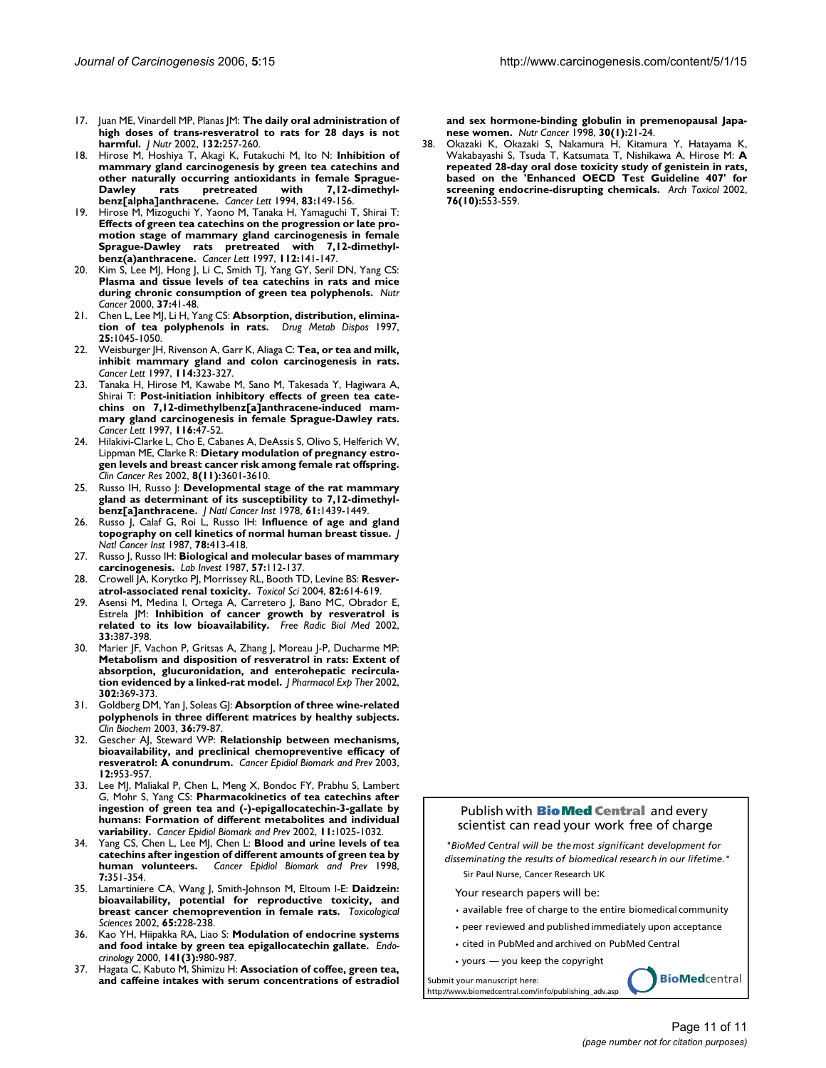17. Juan ME, Vinardell MP, Planas JM: **The daily oral administration of high doses of trans-resveratrol to rats for 28 days is not harmful.** *J Nutr* 2002, **132:**257-260.
18. Hirose M, Hoshiya T, Akagi K, Futakuchi M, Ito N: **Inhibition of mammary gland carcinogenesis by green tea catechins and other naturally occurring antioxidants in female Sprague-Dawley rats pretreated with 7,12-dimethylbenz[alpha]anthracene.** *Cancer Lett* 1994, **83:**149-156.
19. Hirose M, Mizoguchi Y, Yaono M, Tanaka H, Yamaguchi T, Shirai T: **Effects of green tea catechins on the progression or late promotion stage of mammary gland carcinogenesis in female Sprague-Dawley rats pretreated with 7,12-dimethylbenz(a)anthracene.** *Cancer Lett* 1997, **112:**141-147.
20. Kim S, Lee MJ, Hong J, Li C, Smith TJ, Yang GY, Seril DN, Yang CS: **Plasma and tissue levels of tea catechins in rats and mice during chronic consumption of green tea polyphenols.** *Nutr Cancer* 2000, **37:**41-48.
21. Chen L, Lee MJ, Li H, Yang CS: **Absorption, distribution, elimination of tea polyphenols in rats.** *Drug Metab Dispos* 1997, **25:**1045-1050.
22. Weisburger JH, Rivenson A, Garr K, Aliaga C: **Tea, or tea and milk, inhibit mammary gland and colon carcinogenesis in rats.** *Cancer Lett* 1997, **114:**323-327.
23. Tanaka H, Hirose M, Kawabe M, Sano M, Takesada Y, Hagiwara A, Shirai T: **Post-initiation inhibitory effects of green tea catechins on 7,12-dimethylbenz[a]anthracene-induced mammary gland carcinogenesis in female Sprague-Dawley rats.** *Cancer Lett* 1997, **116:**47-52.
24. Hilakivi-Clarke L, Cho E, Cabanes A, DeAssis S, Olivo S, Helferich W, Lippman ME, Clarke R: **Dietary modulation of pregnancy estrogen levels and breast cancer risk among female rat offspring.** *Clin Cancer Res* 2002, **8(11):**3601-3610.
25. Russo IH, Russo J: **Developmental stage of the rat mammary gland as determinant of its susceptibility to 7,12-dimethylbenz[a]anthracene.** *J Natl Cancer Inst* 1978, **61:**1439-1449.
26. Russo J, Calaf G, Roi L, Russo IH: **Influence of age and gland topography on cell kinetics of normal human breast tissue.** *J Natl Cancer Inst* 1987, **78:**413-418.
27. Russo J, Russo IH: **Biological and molecular bases of mammary carcinogenesis.** *Lab Invest* 1987, **57:**112-137.
28. Crowell JA, Korytko PJ, Morrissey RL, Booth TD, Levine BS: **Resveratrol-associated renal toxicity.** *Toxicol Sci* 2004, **82:**614-619.
29. Asensi M, Medina I, Ortega A, Carretero J, Bano MC, Obrador E, Estrela JM: **Inhibition of cancer growth by resveratrol is related to its low bioavailability.** *Free Radic Biol Med* 2002, **33:**387-398.
30. Marier JF, Vachon P, Gritsas A, Zhang J, Moreau J-P, Ducharme MP: **Metabolism and disposition of resveratrol in rats: Extent of absorption, glucuronidation, and enterohepatic recirculation evidenced by a linked-rat model.** *J Pharmacol Exp Ther* 2002, **302:**369-373.
31. Goldberg DM, Yan J, Soleas GJ: **Absorption of three wine-related polyphenols in three different matrices by healthy subjects.** *Clin Biochem* 2003, **36:**79-87.
32. Gescher AJ, Steward WP: **Relationship between mechanisms, bioavailability, and preclinical chemopreventive efficacy of resveratrol: A conundrum.** *Cancer Epidiol Biomark and Prev* 2003, **12:**953-957.
33. Lee MJ, Maliakal P, Chen L, Meng X, Bondoc FY, Prabhu S, Lambert G, Mohr S, Yang CS: **Pharmacokinetics of tea catechins after ingestion of green tea and (-)-epigallocatechin-3-gallate by humans: Formation of different metabolites and individual variability.** *Cancer Epidiol Biomark and Prev* 2002, **11:**1025-1032.
34. Yang CS, Chen L, Lee MJ, Chen L: **Blood and urine levels of tea catechins after ingestion of different amounts of green tea by human volunteers.** *Cancer Epidiol Biomark and Prev* 1998, **7:**351-354.
35. Lamartiniere CA, Wang J, Smith-Johnson M, Eltoum I-E: **Daidzein: bioavailability, potential for reproductive toxicity, and breast cancer chemoprevention in female rats.** *Toxicological Sciences* 2002, **65:**228-238.
36. Kao YH, Hiipakka RA, Liao S: **Modulation of endocrine systems and food intake by green tea epigallocatechin gallate.** *Endocrinology* 2000, **141(3):**980-987.
37. Hagata C, Kabuto M, Shimizu H: **Association of coffee, green tea, and caffeine intakes with serum concentrations of estradiol and sex hormone-binding globulin in premenopausal Japanese women.** *Nutr Cancer* 1998, **30(1):**21-24.
38. Okazaki K, Okazaki S, Nakamura H, Kitamura Y, Hatayama K, Wakabayashi S, Tsuda T, Katsumata T, Nishikawa A, Hirose M: **A repeated 28-day oral dose toxicity study of genistein in rats, based on the 'Enhanced OECD Test Guideline 407' for screening endocrine-disrupting chemicals.** *Arch Toxicol* 2002, **76(10):**553-559.

Publish with **BioMed Central** and every scientist can read your work free of charge

*"BioMed Central will be the most significant development for disseminating the results of biomedical research in our lifetime."*
Sir Paul Nurse, Cancer Research UK

Your research papers will be:

- available free of charge to the entire biomedical community
- peer reviewed and published immediately upon acceptance
- cited in PubMed and archived on PubMed Central
- yours — you keep the copyright

Submit your manuscript here:
http://www.biomedcentral.com/info/publishing_adv.asp

BioMedcentral